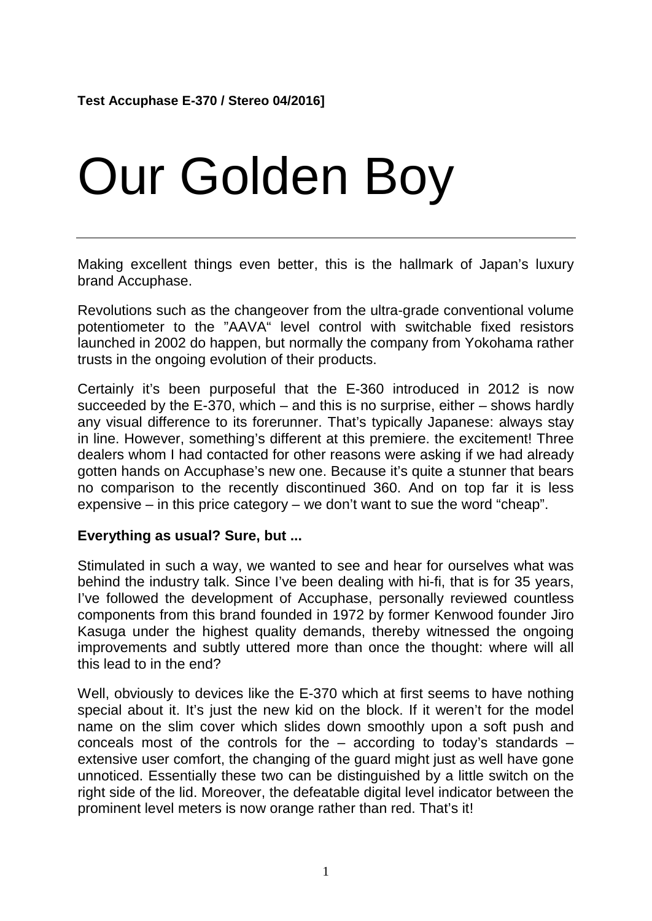**Test Accuphase E-370 / Stereo 04/2016]**

# Our Golden Boy

Making excellent things even better, this is the hallmark of Japan's luxury brand Accuphase.

Revolutions such as the changeover from the ultra-grade conventional volume potentiometer to the "AAVA" level control with switchable fixed resistors launched in 2002 do happen, but normally the company from Yokohama rather trusts in the ongoing evolution of their products.

Certainly it's been purposeful that the E-360 introduced in 2012 is now succeeded by the E-370, which – and this is no surprise, either – shows hardly any visual difference to its forerunner. That's typically Japanese: always stay in line. However, something's different at this premiere. the excitement! Three dealers whom I had contacted for other reasons were asking if we had already gotten hands on Accuphase's new one. Because it's quite a stunner that bears no comparison to the recently discontinued 360. And on top far it is less expensive – in this price category – we don't want to sue the word "cheap".

**Everything as usual? Sure, but ...**

Stimulated in such a way, we wanted to see and hear for ourselves what was behind the industry talk. Since I've been dealing with hi-fi, that is for 35 years, I've followed the development of Accuphase, personally reviewed countless components from this brand founded in 1972 by former Kenwood founder Jiro Kasuga under the highest quality demands, thereby witnessed the ongoing improvements and subtly uttered more than once the thought: where will all this lead to in the end?

Well, obviously to devices like the E-370 which at first seems to have nothing special about it. It's just the new kid on the block. If it weren't for the model name on the slim cover which slides down smoothly upon a soft push and conceals most of the controls for the – according to today's standards – extensive user comfort, the changing of the guard might just as well have gone unnoticed. Essentially these two can be distinguished by a little switch on the right side of the lid. Moreover, the defeatable digital level indicator between the prominent level meters is now orange rather than red. That's it!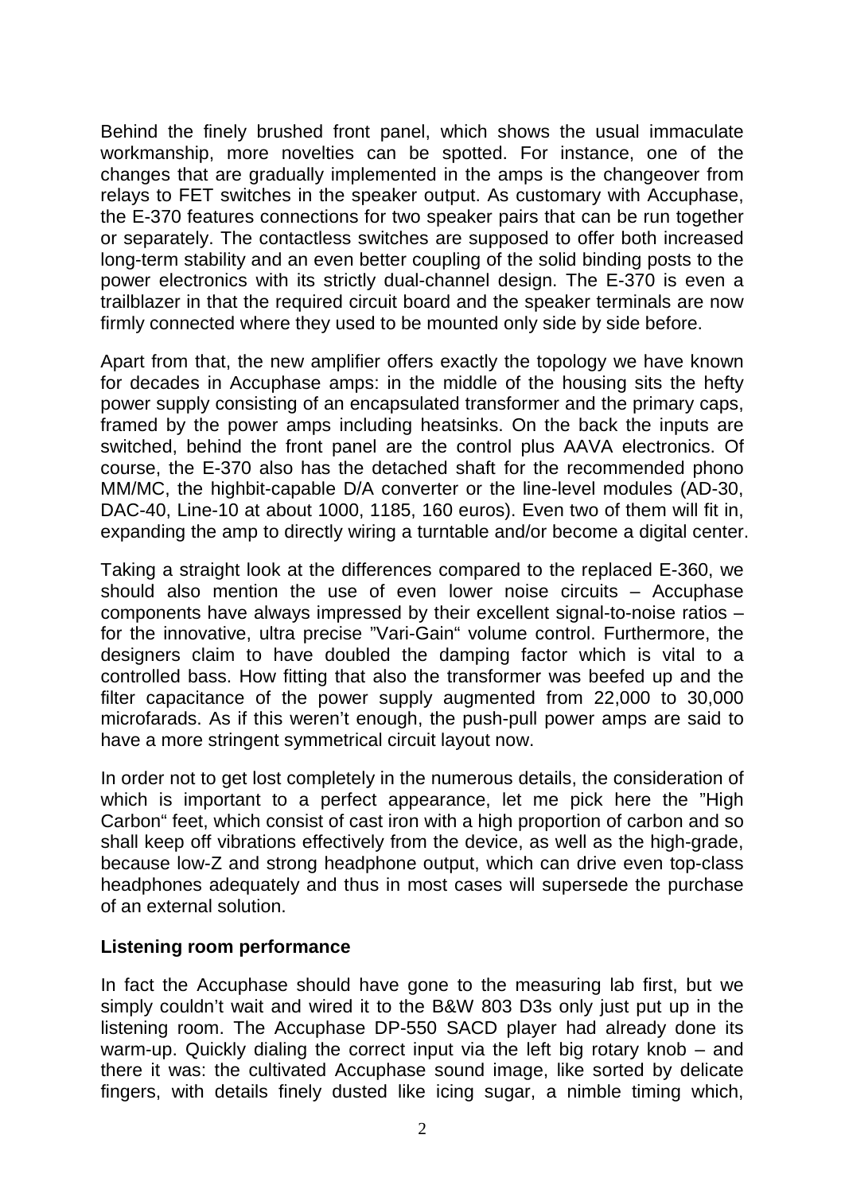Behind the finely brushed front panel, which shows the usual immaculate workmanship, more novelties can be spotted. For instance, one of the changes that are gradually implemented in the amps is the changeover from relays to FET switches in the speaker output. As customary with Accuphase, the E-370 features connections for two speaker pairs that can be run together or separately. The contactless switches are supposed to offer both increased long-term stability and an even better coupling of the solid binding posts to the power electronics with its strictly dual-channel design. The E-370 is even a trailblazer in that the required circuit board and the speaker terminals are now firmly connected where they used to be mounted only side by side before.

Apart from that, the new amplifier offers exactly the topology we have known for decades in Accuphase amps: in the middle of the housing sits the hefty power supply consisting of an encapsulated transformer and the primary caps, framed by the power amps including heatsinks. On the back the inputs are switched, behind the front panel are the control plus AAVA electronics. Of course, the E-370 also has the detached shaft for the recommended phono MM/MC, the highbit-capable D/A converter or the line-level modules (AD-30, DAC-40, Line-10 at about 1000, 1185, 160 euros). Even two of them will fit in, expanding the amp to directly wiring a turntable and/or become a digital center.

Taking a straight look at the differences compared to the replaced E-360, we should also mention the use of even lower noise circuits – Accuphase components have always impressed by their excellent signal-to-noise ratios – for the innovative, ultra precise "Vari-Gain" volume control. Furthermore, the designers claim to have doubled the damping factor which is vital to a controlled bass. How fitting that also the transformer was beefed up and the filter capacitance of the power supply augmented from 22,000 to 30,000 microfarads. As if this weren't enough, the push-pull power amps are said to have a more stringent symmetrical circuit layout now.

In order not to get lost completely in the numerous details, the consideration of which is important to a perfect appearance, let me pick here the "High Carbon" feet, which consist of cast iron with a high proportion of carbon and so shall keep off vibrations effectively from the device, as well as the high-grade, because low-Z and strong headphone output, which can drive even top-class headphones adequately and thus in most cases will supersede the purchase of an external solution.

## Listening room performance

In fact the Accuphase should have gone to the measuring lab first, but we simply couldn't wait and wired it to the B&W 803 D3s only just put up in the listening room. The Accuphase DP-550 SACD player had already done its warm-up. Quickly dialing the correct input via the left big rotary knob – and there it was: the cultivated Accuphase sound image, like sorted by delicate fingers, with details finely dusted like icing sugar, a nimble timing which,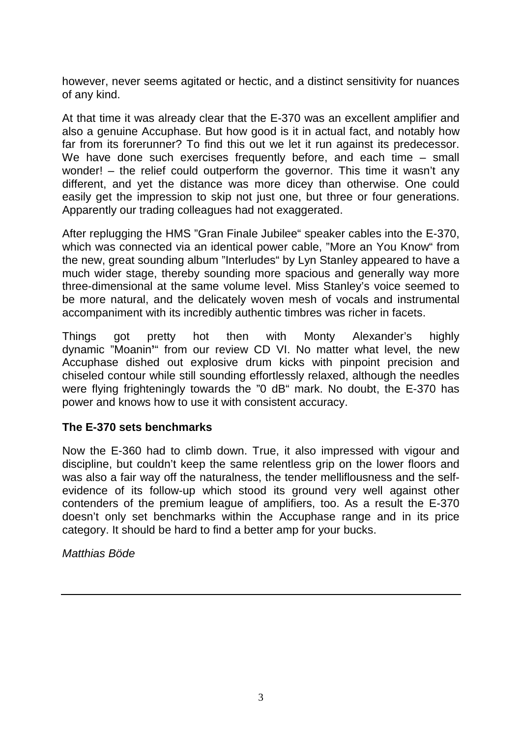however, never seems agitated or hectic, and a distinct sensitivity for nuances of any kind.

At that time it was already clear that the E-370 was an excellent amplifier and also a genuine Accuphase. But how good is it in actual fact, and notably how far from its forerunner? To find this out we let it run against its predecessor. We have done such exercises frequently before, and each time – small wonder! – the relief could outperform the governor. This time it wasn't any different, and yet the distance was more dicey than otherwise. One could easily get the impression to skip not just one, but three or four generations. Apparently our trading colleagues had not exaggerated.

After replugging the HMS "Gran Finale Jubilee" speaker cables into the E-370, which was connected via an identical power cable, "More an You Know" from the new, great sounding album "Interludes" by Lyn Stanley appeared to have a much wider stage, thereby sounding more spacious and generally way more three-dimensional at the same volume level. Miss Stanley's voice seemed to be more natural, and the delicately woven mesh of vocals and instrumental accompaniment with its incredibly authentic timbres was richer in facets.

Things got pretty hot then with Monty Alexander's highly dynamic "Moanin'" from our review CD VI. No matter what level, the new Accuphase dished out explosive drum kicks with pinpoint precision and chiseled contour while still sounding effortlessly relaxed, although the needles were flying frighteningly towards the "0 dB" mark. No doubt, the E-370 has power and knows how to use it with consistent accuracy.

**The E-370 sets benchmarks**

Now the E-360 had to climb down. True, it also impressed with vigour and discipline, but couldn't keep the same relentless grip on the lower floors and was also a fair way off the naturalness, the tender melliflousness and the self-evidence of its follow-up which stood its ground very well against other contenders of the premium league of amplifiers, too. As a result the E-370 doesn't only set benchmarks within the Accuphase range and in its price category. It should be hard to find a better amp for your bucks.

*Matthias Böde*